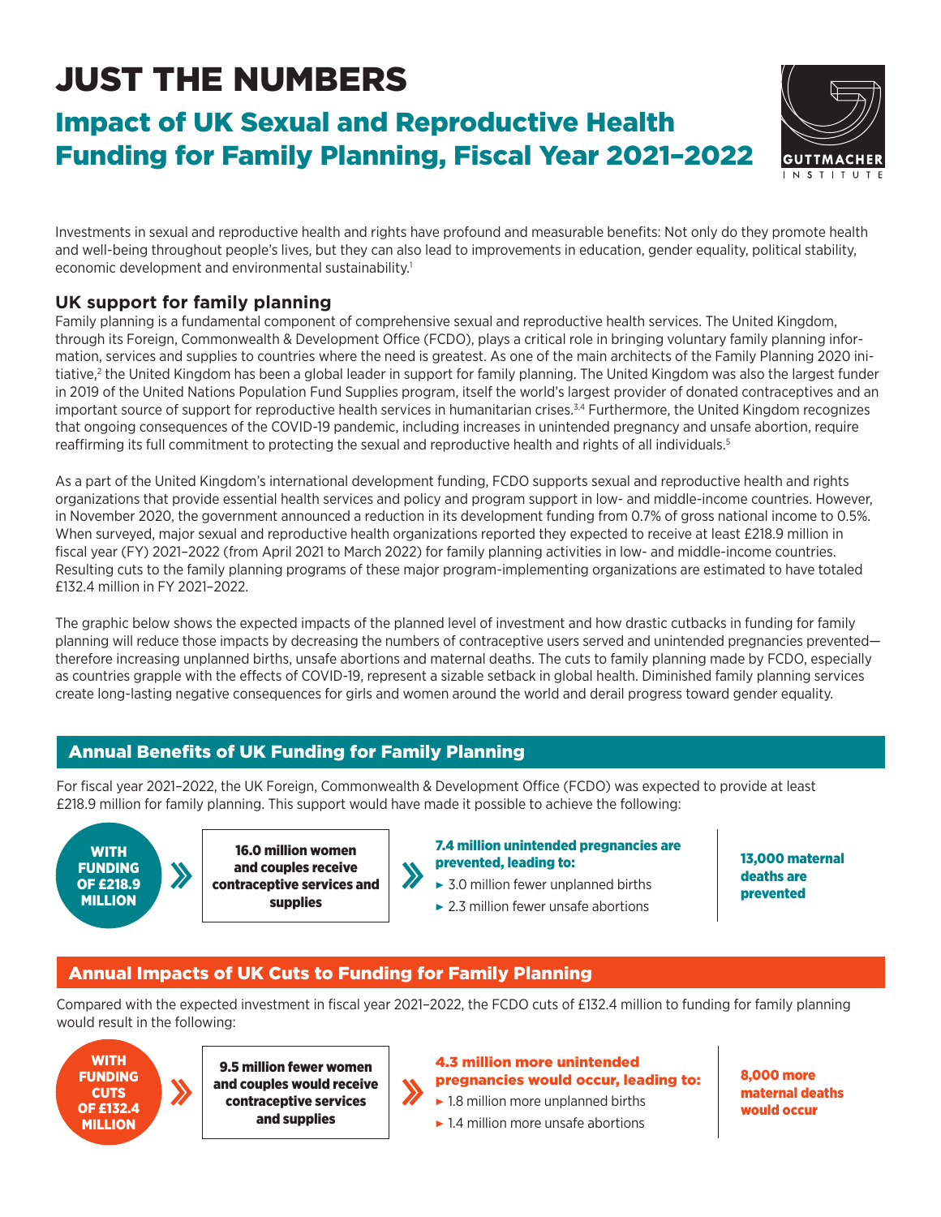# JUST THE NUMBERS

## Impact of UK Sexual and Reproductive Health Funding for Family Planning, Fiscal Year 2021–2022

Investments in sexual and reproductive health and rights have profound and measurable benefits: Not only do they promote health and well-being throughout people's lives, but they can also lead to improvements in education, gender equality, political stability, economic development and environmental sustainability.[1]

### UK support for family planning

Family planning is a fundamental component of comprehensive sexual and reproductive health services. The United Kingdom, through its Foreign, Commonwealth & Development Office (FCDO), plays a critical role in bringing voluntary family planning information, services and supplies to countries where the need is greatest. As one of the main architects of the Family Planning 2020 initiative,[2] the United Kingdom has been a global leader in support for family planning. The United Kingdom was also the largest funder in 2019 of the United Nations Population Fund Supplies program, itself the world's largest provider of donated contraceptives and an important source of support for reproductive health services in humanitarian crises.[3,4] Furthermore, the United Kingdom recognizes that ongoing consequences of the COVID-19 pandemic, including increases in unintended pregnancy and unsafe abortion, require reaffirming its full commitment to protecting the sexual and reproductive health and rights of all individuals.[5]

As a part of the United Kingdom's international development funding, FCDO supports sexual and reproductive health and rights organizations that provide essential health services and policy and program support in low- and middle-income countries. However, in November 2020, the government announced a reduction in its development funding from 0.7% of gross national income to 0.5%. When surveyed, major sexual and reproductive health organizations reported they expected to receive at least £218.9 million in fiscal year (FY) 2021–2022 (from April 2021 to March 2022) for family planning activities in low- and middle-income countries. Resulting cuts to the family planning programs of these major program-implementing organizations are estimated to have totaled £132.4 million in FY 2021–2022.

The graphic below shows the expected impacts of the planned level of investment and how drastic cutbacks in funding for family planning will reduce those impacts by decreasing the numbers of contraceptive users served and unintended pregnancies prevented—therefore increasing unplanned births, unsafe abortions and maternal deaths. The cuts to family planning made by FCDO, especially as countries grapple with the effects of COVID-19, represent a sizable setback in global health. Diminished family planning services create long-lasting negative consequences for girls and women around the world and derail progress toward gender equality.

### Annual Benefits of UK Funding for Family Planning

For fiscal year 2021–2022, the UK Foreign, Commonwealth & Development Office (FCDO) was expected to provide at least £218.9 million for family planning. This support would have made it possible to achieve the following:

**WITH FUNDING OF £218.9 MILLION** »

**16.0 million women and couples receive contraceptive services and supplies** »

**7.4 million unintended pregnancies are prevented, leading to:**
- 3.0 million fewer unplanned births
- 2.3 million fewer unsafe abortions

**13,000 maternal deaths are prevented**

### Annual Impacts of UK Cuts to Funding for Family Planning

Compared with the expected investment in fiscal year 2021–2022, the FCDO cuts of £132.4 million to funding for family planning would result in the following:

**WITH FUNDING CUTS OF £132.4 MILLION** »

**9.5 million fewer women and couples would receive contraceptive services and supplies** »

**4.3 million more unintended pregnancies would occur, leading to:**
- 1.8 million more unplanned births
- 1.4 million more unsafe abortions

**8,000 more maternal deaths would occur**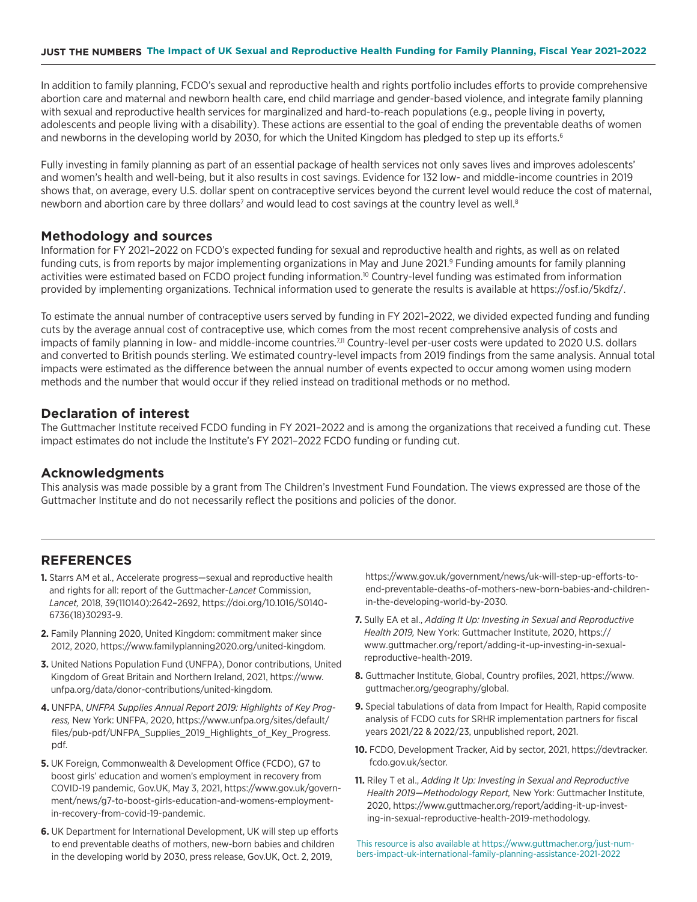In addition to family planning, FCDO's sexual and reproductive health and rights portfolio includes efforts to provide comprehensive abortion care and maternal and newborn health care, end child marriage and gender-based violence, and integrate family planning with sexual and reproductive health services for marginalized and hard-to-reach populations (e.g., people living in poverty, adolescents and people living with a disability). These actions are essential to the goal of ending the preventable deaths of women and newborns in the developing world by 2030, for which the United Kingdom has pledged to step up its efforts.[6]

Fully investing in family planning as part of an essential package of health services not only saves lives and improves adolescents' and women's health and well-being, but it also results in cost savings. Evidence for 132 low- and middle-income countries in 2019 shows that, on average, every U.S. dollar spent on contraceptive services beyond the current level would reduce the cost of maternal, newborn and abortion care by three dollars[7] and would lead to cost savings at the country level as well.[8]

## Methodology and sources

Information for FY 2021–2022 on FCDO's expected funding for sexual and reproductive health and rights, as well as on related funding cuts, is from reports by major implementing organizations in May and June 2021.[9] Funding amounts for family planning activities were estimated based on FCDO project funding information.[10] Country-level funding was estimated from information provided by implementing organizations. Technical information used to generate the results is available at https://osf.io/5kdfz/.

To estimate the annual number of contraceptive users served by funding in FY 2021–2022, we divided expected funding and funding cuts by the average annual cost of contraceptive use, which comes from the most recent comprehensive analysis of costs and impacts of family planning in low- and middle-income countries.[7,11] Country-level per-user costs were updated to 2020 U.S. dollars and converted to British pounds sterling. We estimated country-level impacts from 2019 findings from the same analysis. Annual total impacts were estimated as the difference between the annual number of events expected to occur among women using modern methods and the number that would occur if they relied instead on traditional methods or no method.

## Declaration of interest

The Guttmacher Institute received FCDO funding in FY 2021–2022 and is among the organizations that received a funding cut. These impact estimates do not include the Institute's FY 2021–2022 FCDO funding or funding cut.

## Acknowledgments

This analysis was made possible by a grant from The Children's Investment Fund Foundation. The views expressed are those of the Guttmacher Institute and do not necessarily reflect the positions and policies of the donor.

## REFERENCES

1. Starrs AM et al., Accelerate progress—sexual and reproductive health and rights for all: report of the Guttmacher-*Lancet* Commission, *Lancet,* 2018, 39(110140):2642–2692, https://doi.org/10.1016/S0140-6736(18)30293-9.
2. Family Planning 2020, United Kingdom: commitment maker since 2012, 2020, https://www.familyplanning2020.org/united-kingdom.
3. United Nations Population Fund (UNFPA), Donor contributions, United Kingdom of Great Britain and Northern Ireland, 2021, https://www.unfpa.org/data/donor-contributions/united-kingdom.
4. UNFPA, *UNFPA Supplies Annual Report 2019: Highlights of Key Progress,* New York: UNFPA, 2020, https://www.unfpa.org/sites/default/files/pub-pdf/UNFPA_Supplies_2019_Highlights_of_Key_Progress.pdf.
5. UK Foreign, Commonwealth & Development Office (FCDO), G7 to boost girls' education and women's employment in recovery from COVID-19 pandemic, Gov.UK, May 3, 2021, https://www.gov.uk/government/news/g7-to-boost-girls-education-and-womens-employment-in-recovery-from-covid-19-pandemic.
6. UK Department for International Development, UK will step up efforts to end preventable deaths of mothers, new-born babies and children in the developing world by 2030, press release, Gov.UK, Oct. 2, 2019, https://www.gov.uk/government/news/uk-will-step-up-efforts-to-end-preventable-deaths-of-mothers-new-born-babies-and-children-in-the-developing-world-by-2030.
7. Sully EA et al., *Adding It Up: Investing in Sexual and Reproductive Health 2019,* New York: Guttmacher Institute, 2020, https://www.guttmacher.org/report/adding-it-up-investing-in-sexual-reproductive-health-2019.
8. Guttmacher Institute, Global, Country profiles, 2021, https://www.guttmacher.org/geography/global.
9. Special tabulations of data from Impact for Health, Rapid composite analysis of FCDO cuts for SRHR implementation partners for fiscal years 2021/22 & 2022/23, unpublished report, 2021.
10. FCDO, Development Tracker, Aid by sector, 2021, https://devtracker.fcdo.gov.uk/sector.
11. Riley T et al., *Adding It Up: Investing in Sexual and Reproductive Health 2019—Methodology Report,* New York: Guttmacher Institute, 2020, https://www.guttmacher.org/report/adding-it-up-investing-in-sexual-reproductive-health-2019-methodology.

This resource is also available at https://www.guttmacher.org/just-numbers-impact-uk-international-family-planning-assistance-2021-2022